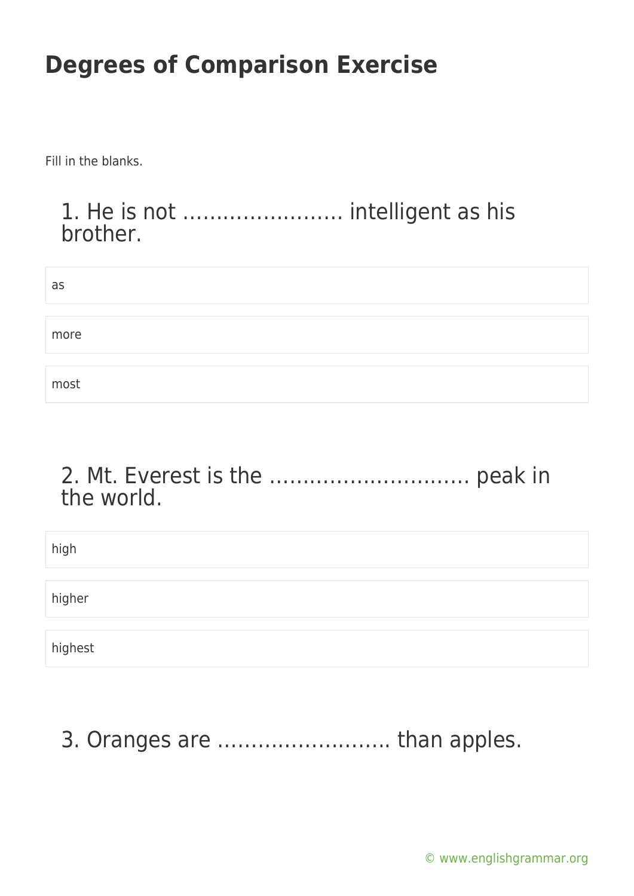# Degrees of Comparison Exercise

Fill in the blanks.

## 1. He is not …………………… intelligent as his brother.

- as
- more
- most

## 2. Mt. Everest is the ……………………….. peak in the world.

- high
- higher
- highest

## 3. Oranges are ……………………. than apples.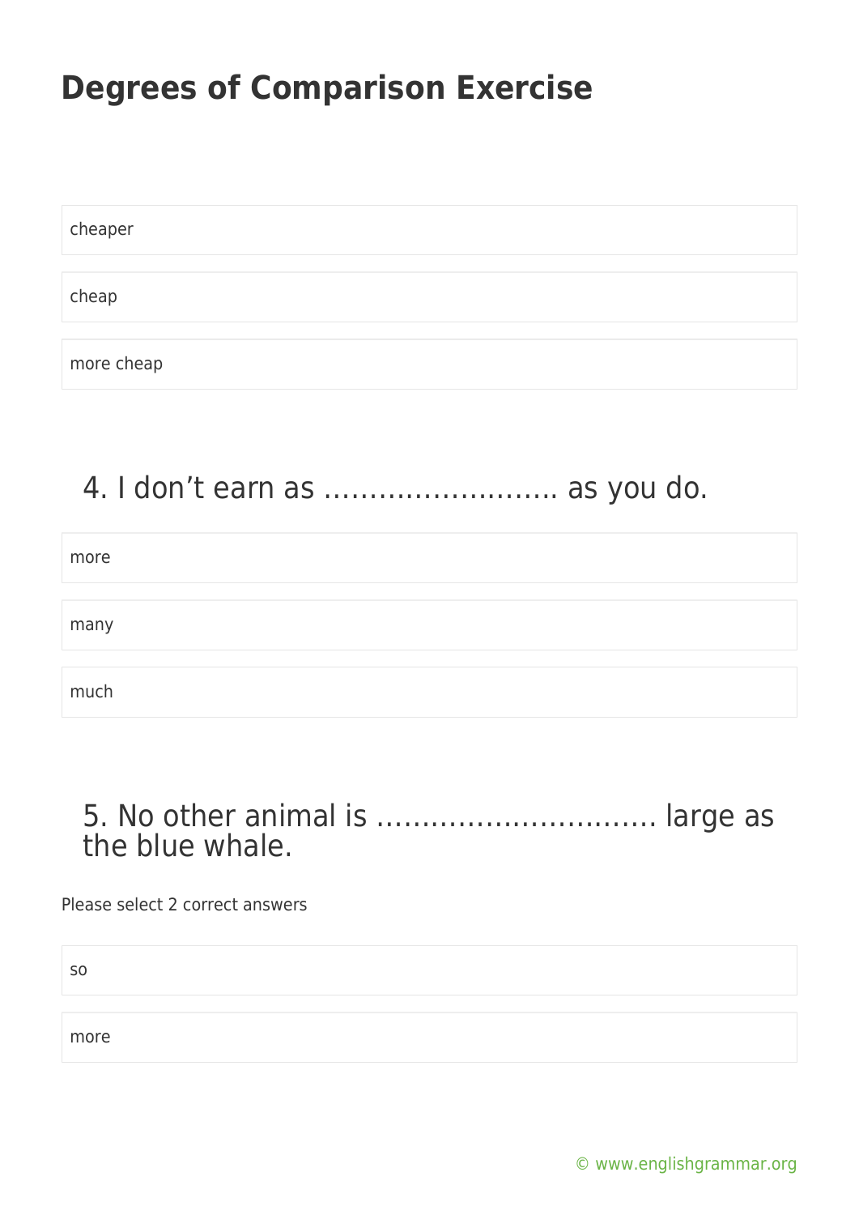# Degrees of Comparison Exercise

cheaper

cheap

more cheap

## 4. I don't earn as …………………….. as you do.

more

many

much

## 5. No other animal is …………………………. large as the blue whale.

Please select 2 correct answers

so

more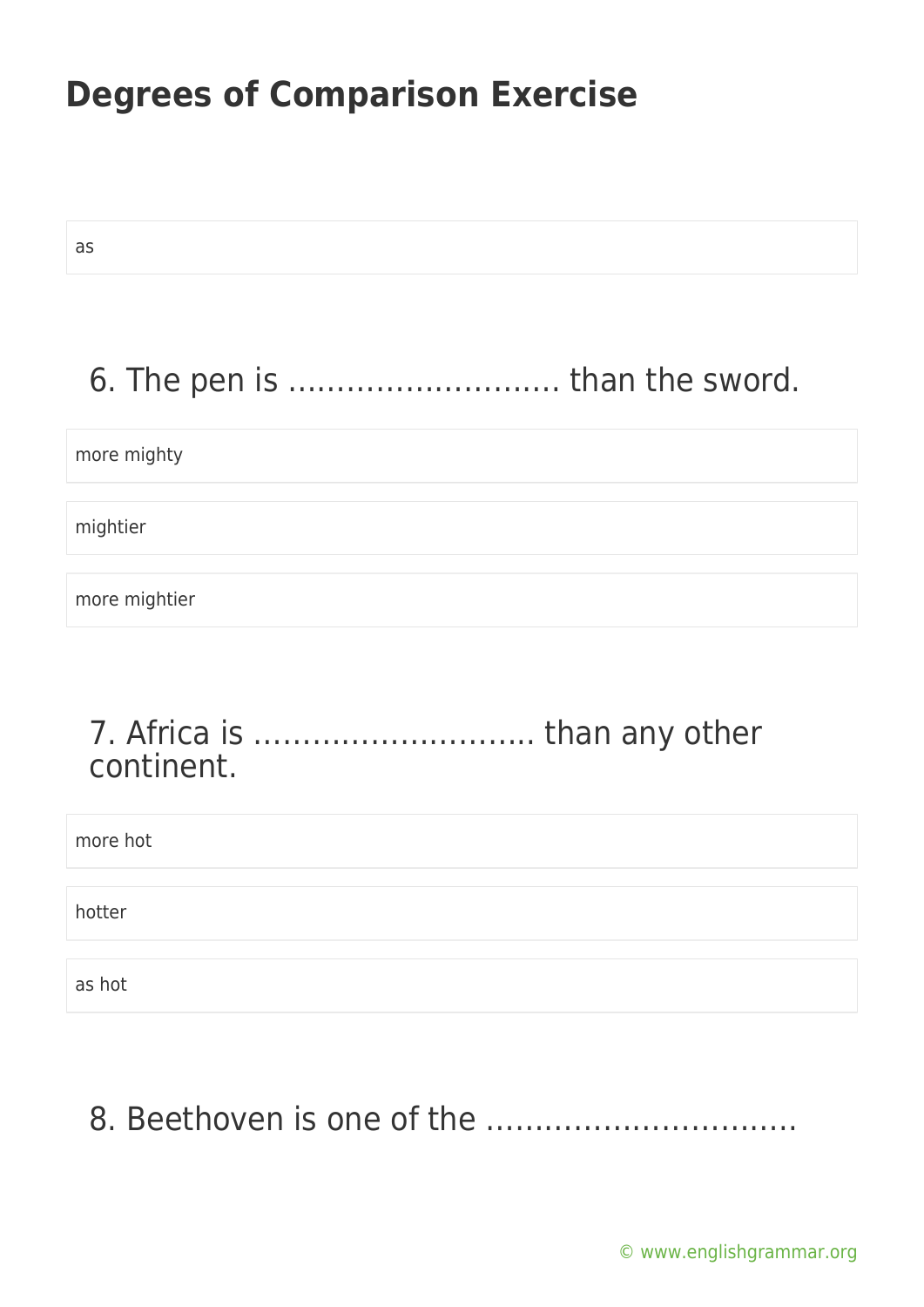as

6. The pen is ………………………. than the sword.

more mighty

mightier

more mightier

7. Africa is ………………………. than any other continent.

more hot

hotter

as hot

8. Beethoven is one of the …………………………..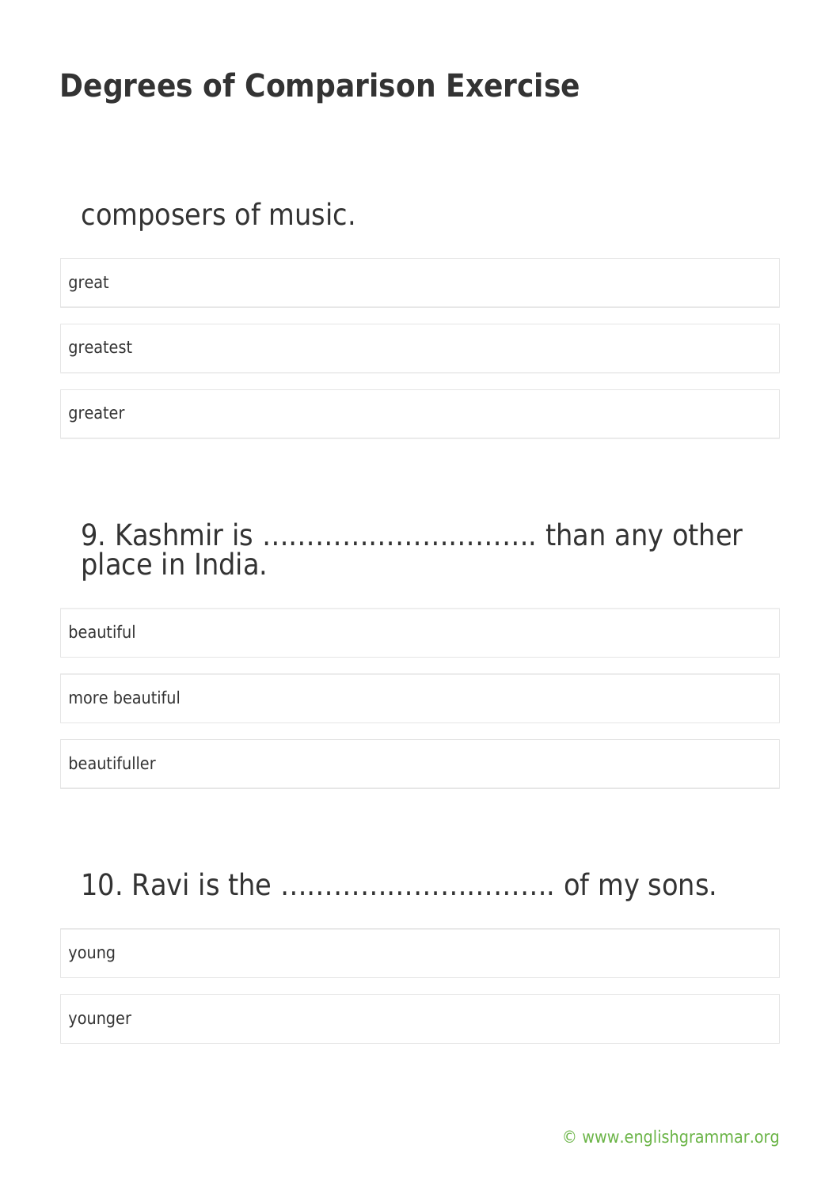composers of music.

great

greatest

greater

9. Kashmir is ………………………… than any other place in India.

beautiful

more beautiful

beautifuller

10. Ravi is the ………………………… of my sons.

young

younger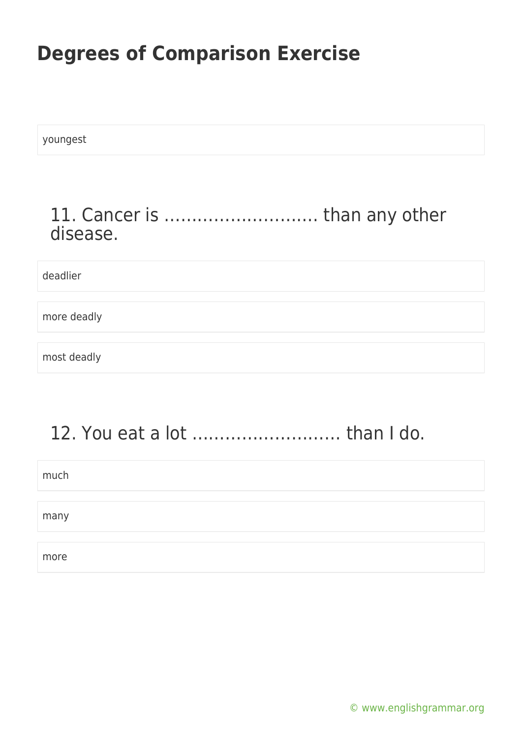# Degrees of Comparison Exercise

youngest

## 11. Cancer is ……………………… than any other disease.

deadlier

more deadly

most deadly

## 12. You eat a lot ……………………… than I do.

much

many

more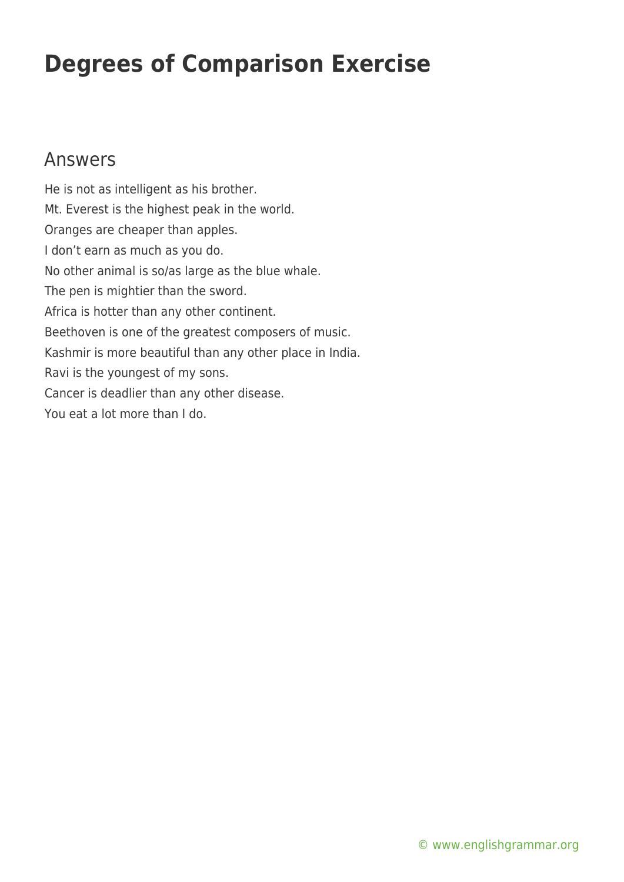# Degrees of Comparison Exercise

## Answers

He is not as intelligent as his brother.
Mt. Everest is the highest peak in the world.
Oranges are cheaper than apples.
I don't earn as much as you do.
No other animal is so/as large as the blue whale.
The pen is mightier than the sword.
Africa is hotter than any other continent.
Beethoven is one of the greatest composers of music.
Kashmir is more beautiful than any other place in India.
Ravi is the youngest of my sons.
Cancer is deadlier than any other disease.
You eat a lot more than I do.